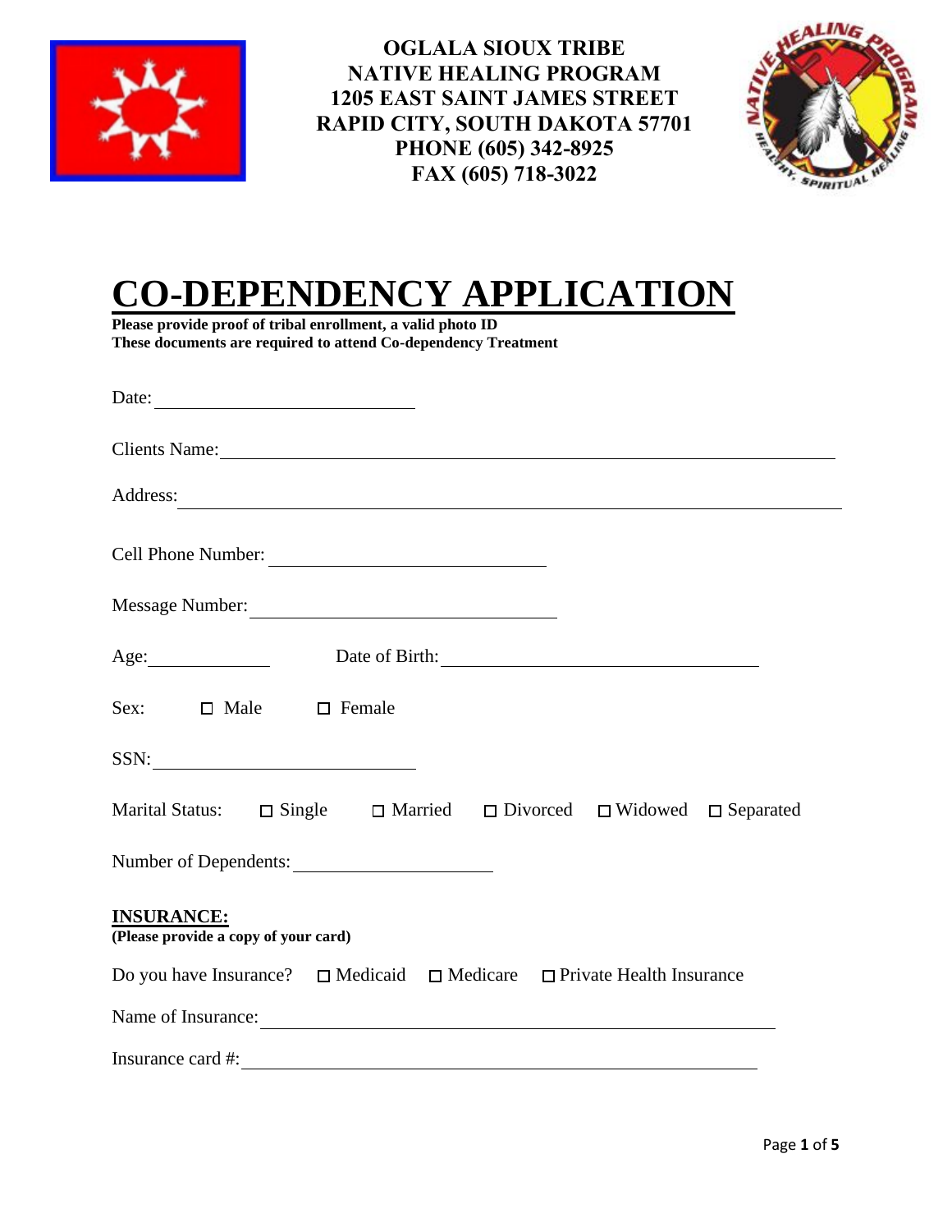**OGLALA SIOUX TRIBE**
**NATIVE HEALING PROGRAM**
**1205 EAST SAINT JAMES STREET**
**RAPID CITY, SOUTH DAKOTA 57701**
**PHONE (605) 342-8925**
**FAX (605) 718-3022**

# CO-DEPENDENCY APPLICATION

**Please provide proof of tribal enrollment, a valid photo ID**
**These documents are required to attend Co-dependency Treatment**

Date: ______________________

Clients Name: ____________________________________________

Address: ____________________________________________

Cell Phone Number: ______________________

Message Number: ______________________

Age: __________ Date of Birth: ______________________

Sex: ☐ Male ☐ Female

SSN: ______________________

Marital Status: ☐ Single ☐ Married ☐ Divorced ☐ Widowed ☐ Separated

Number of Dependents: ________________

**INSURANCE:**
**(Please provide a copy of your card)**

Do you have Insurance? ☐ Medicaid ☐ Medicare ☐ Private Health Insurance

Name of Insurance: ____________________________________________

Insurance card #: ____________________________________________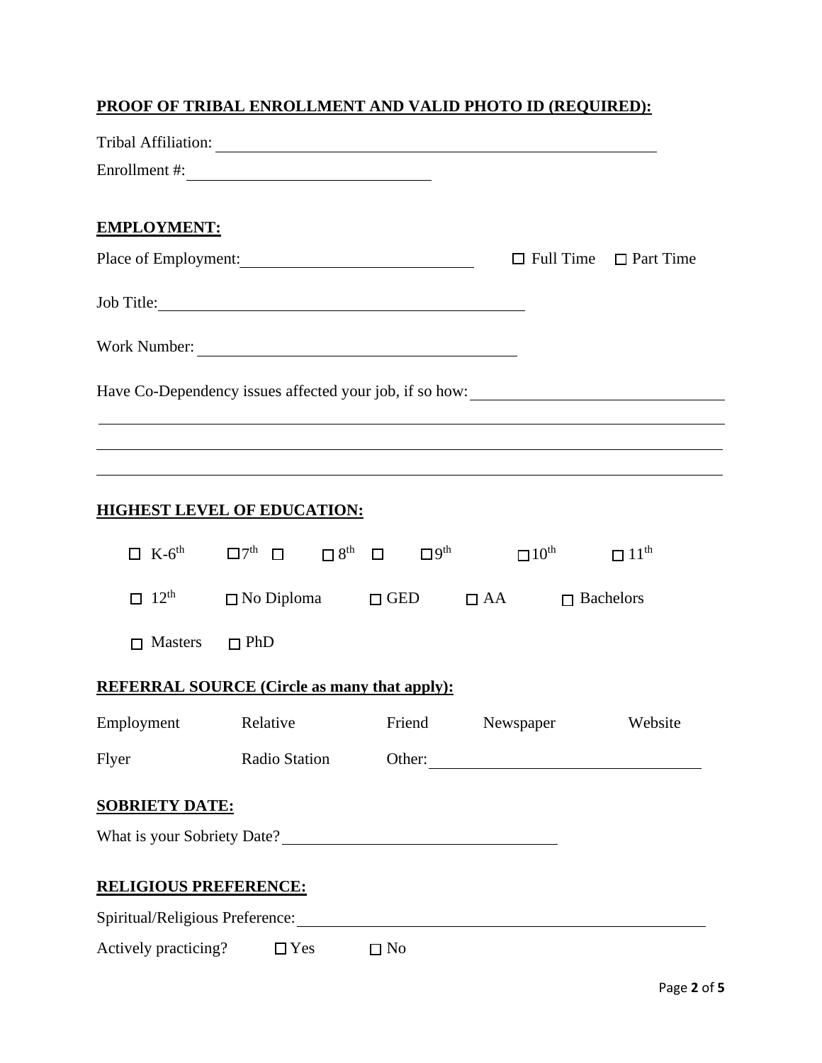**PROOF OF TRIBAL ENROLLMENT AND VALID PHOTO ID (REQUIRED):**

Tribal Affiliation: ______________________________________________

Enrollment #: __________________________

**EMPLOYMENT:**

Place of Employment: __________________________ ☐ Full Time ☐ Part Time

Job Title: ______________________________________

Work Number: ___________________________________

Have Co-Dependency issues affected your job, if so how: ________________________

____________________________________________________________________

____________________________________________________________________

____________________________________________________________________

**HIGHEST LEVEL OF EDUCATION:**

☐ K-6th ☐ 7th ☐ ☐ 8th ☐ ☐ 9th ☐ 10th ☐ 11th

☐ 12th ☐ No Diploma ☐ GED ☐ AA ☐ Bachelors

☐ Masters ☐ PhD

**REFERRAL SOURCE (Circle as many that apply):**

Employment Relative Friend Newspaper Website

Flyer Radio Station Other: ____________________________

**SOBRIETY DATE:**

What is your Sobriety Date? ____________________________

**RELIGIOUS PREFERENCE:**

Spiritual/Religious Preference: ____________________________________________

Actively practicing? ☐ Yes ☐ No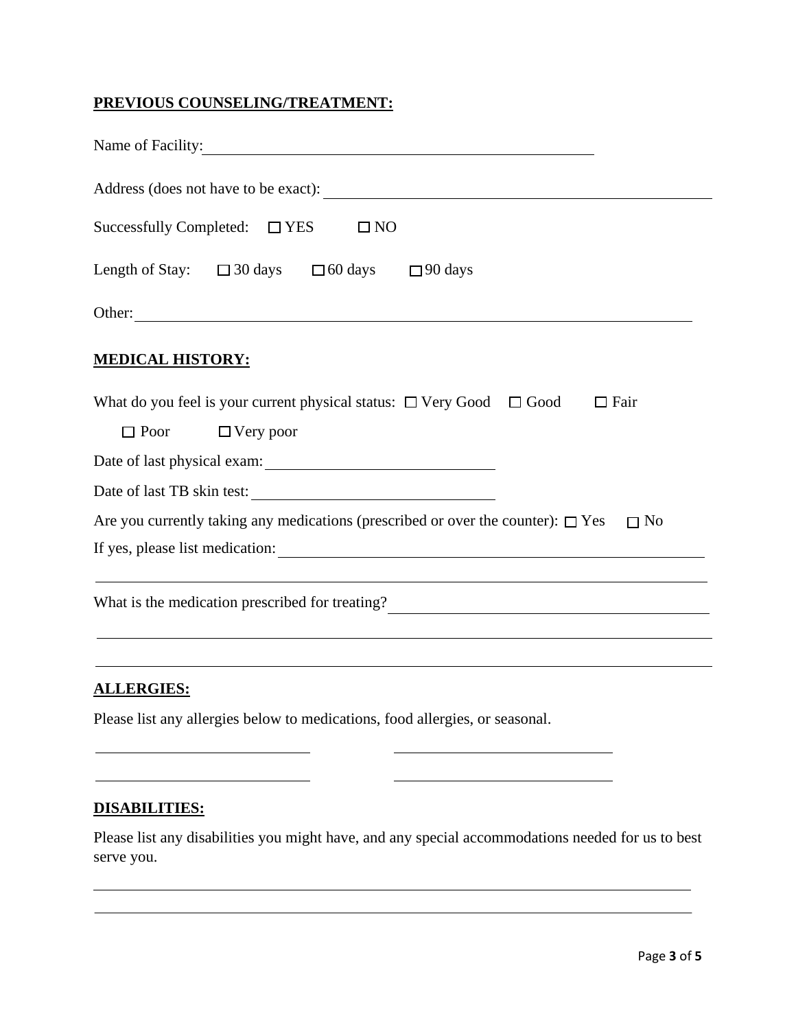**PREVIOUS COUNSELING/TREATMENT:**

Name of Facility: ______________________________________________

Address (does not have to be exact): ______________________________________________

Successfully Completed: ☐ YES ☐ NO

Length of Stay: ☐ 30 days ☐ 60 days ☐ 90 days

Other: ______________________________________________

**MEDICAL HISTORY:**

What do you feel is your current physical status: ☐ Very Good ☐ Good ☐ Fair ☐ Poor ☐ Very poor

Date of last physical exam: ____________________________

Date of last TB skin test: ____________________________

Are you currently taking any medications (prescribed or over the counter): ☐ Yes ☐ No

If yes, please list medication: ______________________________________________

______________________________________________

What is the medication prescribed for treating? ______________________________________________

______________________________________________

______________________________________________

**ALLERGIES:**

Please list any allergies below to medications, food allergies, or seasonal.

____________________________ ____________________________

____________________________ ____________________________

**DISABILITIES:**

Please list any disabilities you might have, and any special accommodations needed for us to best serve you.

______________________________________________

______________________________________________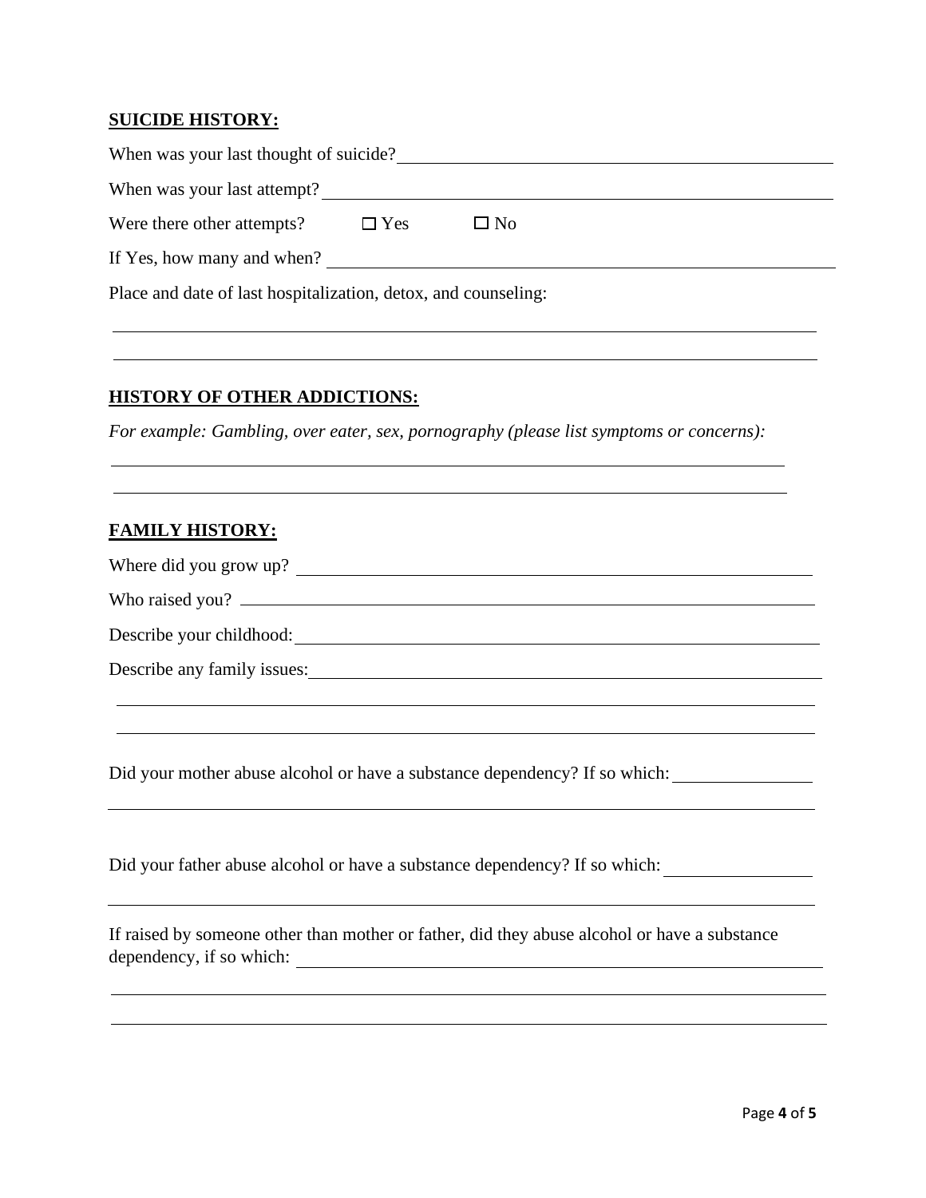**SUICIDE HISTORY:**

When was your last thought of suicide? \_\_\_\_\_\_\_\_\_\_\_\_\_\_\_\_\_\_\_\_\_\_\_\_\_\_\_\_\_\_\_\_\_\_\_\_\_\_\_\_

When was your last attempt? \_\_\_\_\_\_\_\_\_\_\_\_\_\_\_\_\_\_\_\_\_\_\_\_\_\_\_\_\_\_\_\_\_\_\_\_\_\_\_\_\_\_\_\_\_\_

Were there other attempts? ☐ Yes ☐ No

If Yes, how many and when? \_\_\_\_\_\_\_\_\_\_\_\_\_\_\_\_\_\_\_\_\_\_\_\_\_\_\_\_\_\_\_\_\_\_\_\_\_\_\_\_\_\_\_\_\_\_

Place and date of last hospitalization, detox, and counseling:

\_\_\_\_\_\_\_\_\_\_\_\_\_\_\_\_\_\_\_\_\_\_\_\_\_\_\_\_\_\_\_\_\_\_\_\_\_\_\_\_\_\_\_\_\_\_\_\_\_\_\_\_\_\_\_\_\_\_\_\_\_\_\_\_\_\_\_\_\_\_

\_\_\_\_\_\_\_\_\_\_\_\_\_\_\_\_\_\_\_\_\_\_\_\_\_\_\_\_\_\_\_\_\_\_\_\_\_\_\_\_\_\_\_\_\_\_\_\_\_\_\_\_\_\_\_\_\_\_\_\_\_\_\_\_\_\_\_\_\_\_

**HISTORY OF OTHER ADDICTIONS:**

*For example: Gambling, over eater, sex, pornography (please list symptoms or concerns):*

\_\_\_\_\_\_\_\_\_\_\_\_\_\_\_\_\_\_\_\_\_\_\_\_\_\_\_\_\_\_\_\_\_\_\_\_\_\_\_\_\_\_\_\_\_\_\_\_\_\_\_\_\_\_\_\_\_\_\_\_\_\_\_\_\_\_\_\_\_\_

\_\_\_\_\_\_\_\_\_\_\_\_\_\_\_\_\_\_\_\_\_\_\_\_\_\_\_\_\_\_\_\_\_\_\_\_\_\_\_\_\_\_\_\_\_\_\_\_\_\_\_\_\_\_\_\_\_\_\_\_\_\_\_\_\_\_\_\_\_\_

**FAMILY HISTORY:**

Where did you grow up? \_\_\_\_\_\_\_\_\_\_\_\_\_\_\_\_\_\_\_\_\_\_\_\_\_\_\_\_\_\_\_\_\_\_\_\_\_\_\_\_\_\_\_\_\_\_\_\_\_\_

Who raised you? \_\_\_\_\_\_\_\_\_\_\_\_\_\_\_\_\_\_\_\_\_\_\_\_\_\_\_\_\_\_\_\_\_\_\_\_\_\_\_\_\_\_\_\_\_\_\_\_\_\_\_\_\_\_\_

Describe your childhood: \_\_\_\_\_\_\_\_\_\_\_\_\_\_\_\_\_\_\_\_\_\_\_\_\_\_\_\_\_\_\_\_\_\_\_\_\_\_\_\_\_\_\_\_\_\_\_\_\_

Describe any family issues: \_\_\_\_\_\_\_\_\_\_\_\_\_\_\_\_\_\_\_\_\_\_\_\_\_\_\_\_\_\_\_\_\_\_\_\_\_\_\_\_\_\_\_\_\_\_\_

\_\_\_\_\_\_\_\_\_\_\_\_\_\_\_\_\_\_\_\_\_\_\_\_\_\_\_\_\_\_\_\_\_\_\_\_\_\_\_\_\_\_\_\_\_\_\_\_\_\_\_\_\_\_\_\_\_\_\_\_\_\_\_\_\_\_\_\_\_\_

\_\_\_\_\_\_\_\_\_\_\_\_\_\_\_\_\_\_\_\_\_\_\_\_\_\_\_\_\_\_\_\_\_\_\_\_\_\_\_\_\_\_\_\_\_\_\_\_\_\_\_\_\_\_\_\_\_\_\_\_\_\_\_\_\_\_\_\_\_\_

Did your mother abuse alcohol or have a substance dependency? If so which: \_\_\_\_\_\_\_\_\_\_\_\_

\_\_\_\_\_\_\_\_\_\_\_\_\_\_\_\_\_\_\_\_\_\_\_\_\_\_\_\_\_\_\_\_\_\_\_\_\_\_\_\_\_\_\_\_\_\_\_\_\_\_\_\_\_\_\_\_\_\_\_\_\_\_\_\_\_\_\_\_\_\_

Did your father abuse alcohol or have a substance dependency? If so which: \_\_\_\_\_\_\_\_\_\_\_\_\_

\_\_\_\_\_\_\_\_\_\_\_\_\_\_\_\_\_\_\_\_\_\_\_\_\_\_\_\_\_\_\_\_\_\_\_\_\_\_\_\_\_\_\_\_\_\_\_\_\_\_\_\_\_\_\_\_\_\_\_\_\_\_\_\_\_\_\_\_\_\_

If raised by someone other than mother or father, did they abuse alcohol or have a substance dependency, if so which: \_\_\_\_\_\_\_\_\_\_\_\_\_\_\_\_\_\_\_\_\_\_\_\_\_\_\_\_\_\_\_\_\_\_\_\_\_\_\_\_\_\_\_\_\_\_\_\_\_\_

\_\_\_\_\_\_\_\_\_\_\_\_\_\_\_\_\_\_\_\_\_\_\_\_\_\_\_\_\_\_\_\_\_\_\_\_\_\_\_\_\_\_\_\_\_\_\_\_\_\_\_\_\_\_\_\_\_\_\_\_\_\_\_\_\_\_\_\_\_\_

\_\_\_\_\_\_\_\_\_\_\_\_\_\_\_\_\_\_\_\_\_\_\_\_\_\_\_\_\_\_\_\_\_\_\_\_\_\_\_\_\_\_\_\_\_\_\_\_\_\_\_\_\_\_\_\_\_\_\_\_\_\_\_\_\_\_\_\_\_\_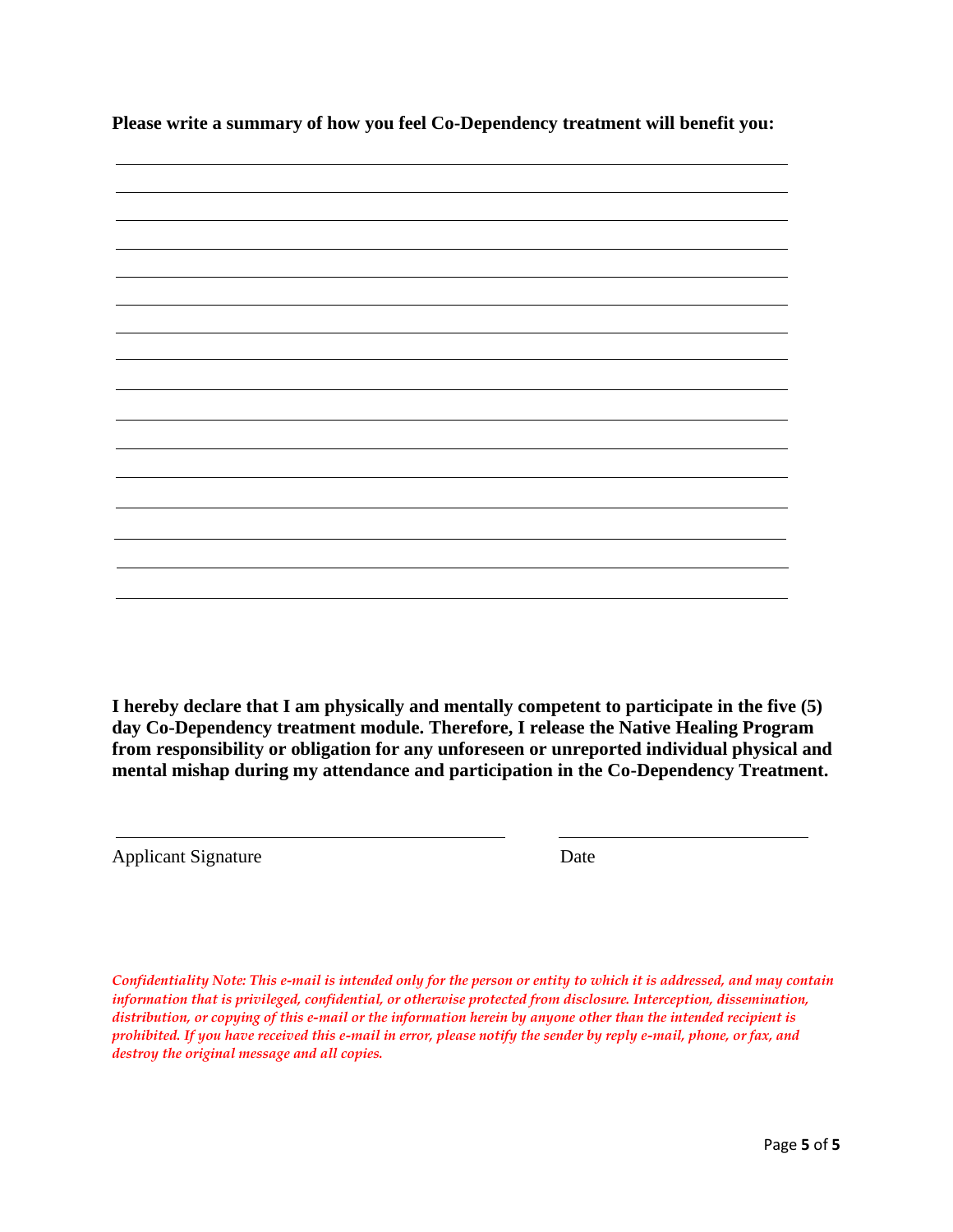**Please write a summary of how you feel Co-Dependency treatment will benefit you:**

\_\_\_\_\_\_\_\_\_\_\_\_\_\_\_\_\_\_\_\_\_\_\_\_\_\_\_\_\_\_\_\_\_\_\_\_\_\_\_\_\_\_\_\_\_\_\_\_\_\_\_\_\_\_\_\_\_\_\_\_\_\_\_\_\_\_\_\_\_\_\_\_\_\_\_\_

\_\_\_\_\_\_\_\_\_\_\_\_\_\_\_\_\_\_\_\_\_\_\_\_\_\_\_\_\_\_\_\_\_\_\_\_\_\_\_\_\_\_\_\_\_\_\_\_\_\_\_\_\_\_\_\_\_\_\_\_\_\_\_\_\_\_\_\_\_\_\_\_\_\_\_\_

\_\_\_\_\_\_\_\_\_\_\_\_\_\_\_\_\_\_\_\_\_\_\_\_\_\_\_\_\_\_\_\_\_\_\_\_\_\_\_\_\_\_\_\_\_\_\_\_\_\_\_\_\_\_\_\_\_\_\_\_\_\_\_\_\_\_\_\_\_\_\_\_\_\_\_\_

\_\_\_\_\_\_\_\_\_\_\_\_\_\_\_\_\_\_\_\_\_\_\_\_\_\_\_\_\_\_\_\_\_\_\_\_\_\_\_\_\_\_\_\_\_\_\_\_\_\_\_\_\_\_\_\_\_\_\_\_\_\_\_\_\_\_\_\_\_\_\_\_\_\_\_\_

\_\_\_\_\_\_\_\_\_\_\_\_\_\_\_\_\_\_\_\_\_\_\_\_\_\_\_\_\_\_\_\_\_\_\_\_\_\_\_\_\_\_\_\_\_\_\_\_\_\_\_\_\_\_\_\_\_\_\_\_\_\_\_\_\_\_\_\_\_\_\_\_\_\_\_\_

\_\_\_\_\_\_\_\_\_\_\_\_\_\_\_\_\_\_\_\_\_\_\_\_\_\_\_\_\_\_\_\_\_\_\_\_\_\_\_\_\_\_\_\_\_\_\_\_\_\_\_\_\_\_\_\_\_\_\_\_\_\_\_\_\_\_\_\_\_\_\_\_\_\_\_\_

\_\_\_\_\_\_\_\_\_\_\_\_\_\_\_\_\_\_\_\_\_\_\_\_\_\_\_\_\_\_\_\_\_\_\_\_\_\_\_\_\_\_\_\_\_\_\_\_\_\_\_\_\_\_\_\_\_\_\_\_\_\_\_\_\_\_\_\_\_\_\_\_\_\_\_\_

\_\_\_\_\_\_\_\_\_\_\_\_\_\_\_\_\_\_\_\_\_\_\_\_\_\_\_\_\_\_\_\_\_\_\_\_\_\_\_\_\_\_\_\_\_\_\_\_\_\_\_\_\_\_\_\_\_\_\_\_\_\_\_\_\_\_\_\_\_\_\_\_\_\_\_\_

\_\_\_\_\_\_\_\_\_\_\_\_\_\_\_\_\_\_\_\_\_\_\_\_\_\_\_\_\_\_\_\_\_\_\_\_\_\_\_\_\_\_\_\_\_\_\_\_\_\_\_\_\_\_\_\_\_\_\_\_\_\_\_\_\_\_\_\_\_\_\_\_\_\_\_\_

\_\_\_\_\_\_\_\_\_\_\_\_\_\_\_\_\_\_\_\_\_\_\_\_\_\_\_\_\_\_\_\_\_\_\_\_\_\_\_\_\_\_\_\_\_\_\_\_\_\_\_\_\_\_\_\_\_\_\_\_\_\_\_\_\_\_\_\_\_\_\_\_\_\_\_\_

\_\_\_\_\_\_\_\_\_\_\_\_\_\_\_\_\_\_\_\_\_\_\_\_\_\_\_\_\_\_\_\_\_\_\_\_\_\_\_\_\_\_\_\_\_\_\_\_\_\_\_\_\_\_\_\_\_\_\_\_\_\_\_\_\_\_\_\_\_\_\_\_\_\_\_\_

\_\_\_\_\_\_\_\_\_\_\_\_\_\_\_\_\_\_\_\_\_\_\_\_\_\_\_\_\_\_\_\_\_\_\_\_\_\_\_\_\_\_\_\_\_\_\_\_\_\_\_\_\_\_\_\_\_\_\_\_\_\_\_\_\_\_\_\_\_\_\_\_\_\_\_\_

\_\_\_\_\_\_\_\_\_\_\_\_\_\_\_\_\_\_\_\_\_\_\_\_\_\_\_\_\_\_\_\_\_\_\_\_\_\_\_\_\_\_\_\_\_\_\_\_\_\_\_\_\_\_\_\_\_\_\_\_\_\_\_\_\_\_\_\_\_\_\_\_\_\_\_\_

\_\_\_\_\_\_\_\_\_\_\_\_\_\_\_\_\_\_\_\_\_\_\_\_\_\_\_\_\_\_\_\_\_\_\_\_\_\_\_\_\_\_\_\_\_\_\_\_\_\_\_\_\_\_\_\_\_\_\_\_\_\_\_\_\_\_\_\_\_\_\_\_\_\_\_\_

\_\_\_\_\_\_\_\_\_\_\_\_\_\_\_\_\_\_\_\_\_\_\_\_\_\_\_\_\_\_\_\_\_\_\_\_\_\_\_\_\_\_\_\_\_\_\_\_\_\_\_\_\_\_\_\_\_\_\_\_\_\_\_\_\_\_\_\_\_\_\_\_\_\_\_\_

\_\_\_\_\_\_\_\_\_\_\_\_\_\_\_\_\_\_\_\_\_\_\_\_\_\_\_\_\_\_\_\_\_\_\_\_\_\_\_\_\_\_\_\_\_\_\_\_\_\_\_\_\_\_\_\_\_\_\_\_\_\_\_\_\_\_\_\_\_\_\_\_\_\_\_\_

**I hereby declare that I am physically and mentally competent to participate in the five (5) day Co-Dependency treatment module. Therefore, I release the Native Healing Program from responsibility or obligation for any unforeseen or unreported individual physical and mental mishap during my attendance and participation in the Co-Dependency Treatment.**

\_\_\_\_\_\_\_\_\_\_\_\_\_\_\_\_\_\_\_\_\_\_\_\_\_\_\_\_\_\_\_\_\_\_\_\_\_\_\_\_ \_\_\_\_\_\_\_\_\_\_\_\_\_\_\_\_\_\_\_\_\_\_\_\_\_\_

Applicant Signature Date

*Confidentiality Note: This e-mail is intended only for the person or entity to which it is addressed, and may contain information that is privileged, confidential, or otherwise protected from disclosure. Interception, dissemination, distribution, or copying of this e-mail or the information herein by anyone other than the intended recipient is prohibited. If you have received this e-mail in error, please notify the sender by reply e-mail, phone, or fax, and destroy the original message and all copies.*